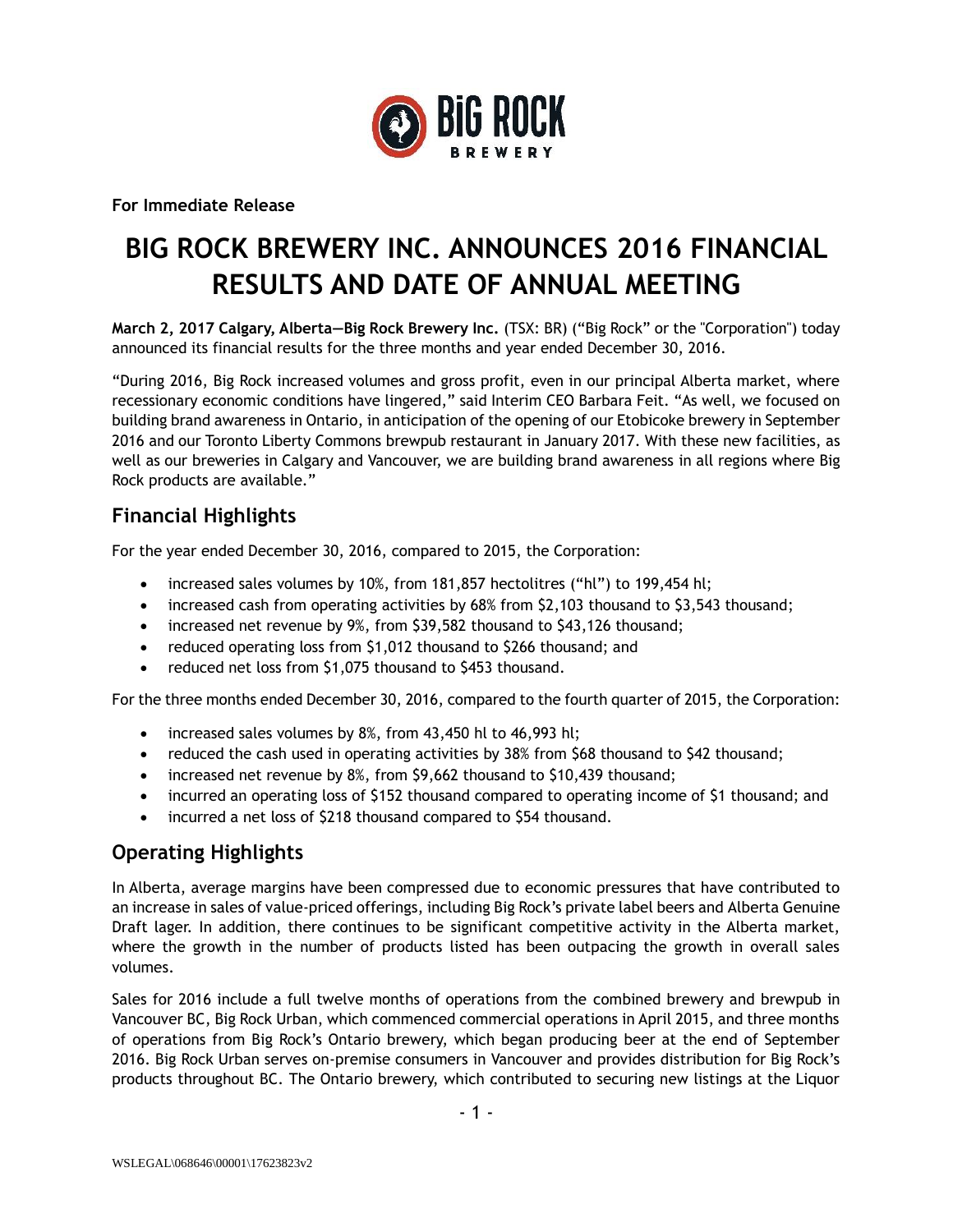**For Immediate Release**

# BIG ROCK BREWERY INC. ANNOUNCES 2016 FINANCIAL RESULTS AND DATE OF ANNUAL MEETING

**March 2, 2017 Calgary, Alberta—Big Rock Brewery Inc.** (TSX: BR) ("Big Rock" or the "Corporation") today announced its financial results for the three months and year ended December 30, 2016.

"During 2016, Big Rock increased volumes and gross profit, even in our principal Alberta market, where recessionary economic conditions have lingered," said Interim CEO Barbara Feit. "As well, we focused on building brand awareness in Ontario, in anticipation of the opening of our Etobicoke brewery in September 2016 and our Toronto Liberty Commons brewpub restaurant in January 2017. With these new facilities, as well as our breweries in Calgary and Vancouver, we are building brand awareness in all regions where Big Rock products are available."

## Financial Highlights

For the year ended December 30, 2016, compared to 2015, the Corporation:

- increased sales volumes by 10%, from 181,857 hectolitres ("hl") to 199,454 hl;
- increased cash from operating activities by 68% from $2,103 thousand to $3,543 thousand;
- increased net revenue by 9%, from $39,582 thousand to $43,126 thousand;
- reduced operating loss from $1,012 thousand to $266 thousand; and
- reduced net loss from $1,075 thousand to $453 thousand.

For the three months ended December 30, 2016, compared to the fourth quarter of 2015, the Corporation:

- increased sales volumes by 8%, from 43,450 hl to 46,993 hl;
- reduced the cash used in operating activities by 38% from $68 thousand to $42 thousand;
- increased net revenue by 8%, from $9,662 thousand to $10,439 thousand;
- incurred an operating loss of $152 thousand compared to operating income of $1 thousand; and
- incurred a net loss of $218 thousand compared to $54 thousand.

## Operating Highlights

In Alberta, average margins have been compressed due to economic pressures that have contributed to an increase in sales of value-priced offerings, including Big Rock's private label beers and Alberta Genuine Draft lager. In addition, there continues to be significant competitive activity in the Alberta market, where the growth in the number of products listed has been outpacing the growth in overall sales volumes.

Sales for 2016 include a full twelve months of operations from the combined brewery and brewpub in Vancouver BC, Big Rock Urban, which commenced commercial operations in April 2015, and three months of operations from Big Rock's Ontario brewery, which began producing beer at the end of September 2016. Big Rock Urban serves on-premise consumers in Vancouver and provides distribution for Big Rock's products throughout BC. The Ontario brewery, which contributed to securing new listings at the Liquor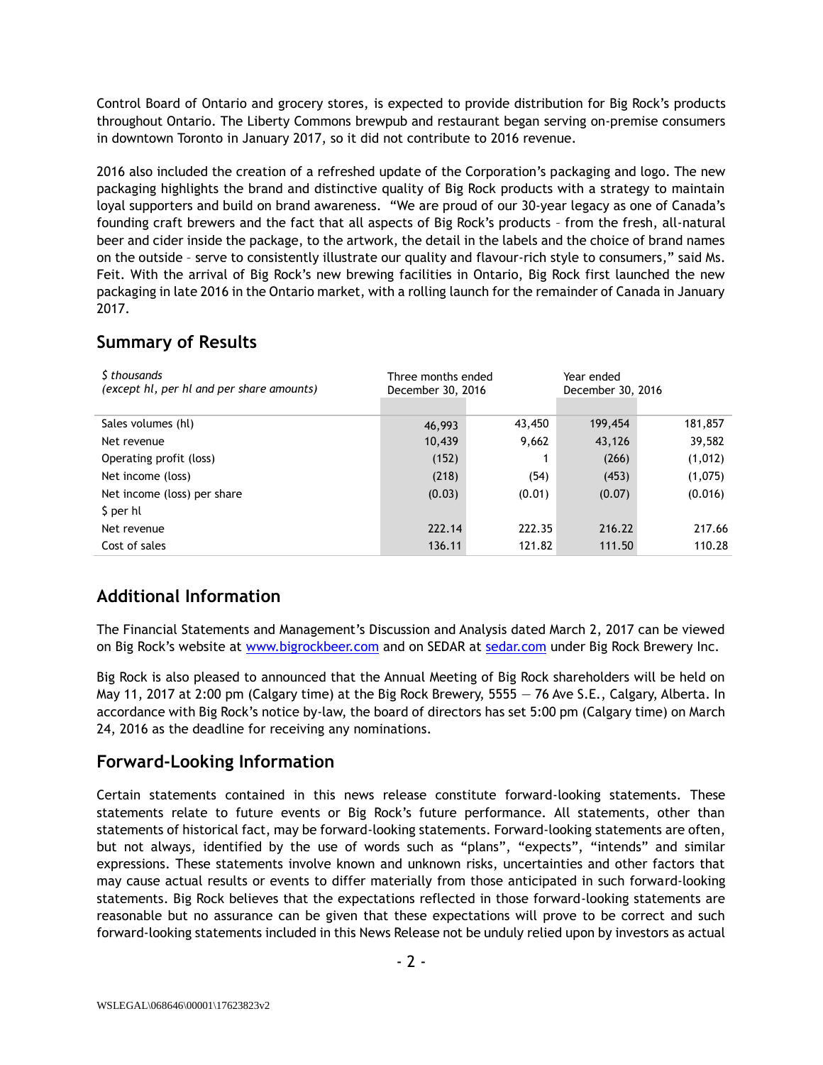Control Board of Ontario and grocery stores, is expected to provide distribution for Big Rock's products throughout Ontario. The Liberty Commons brewpub and restaurant began serving on-premise consumers in downtown Toronto in January 2017, so it did not contribute to 2016 revenue.

2016 also included the creation of a refreshed update of the Corporation's packaging and logo. The new packaging highlights the brand and distinctive quality of Big Rock products with a strategy to maintain loyal supporters and build on brand awareness. "We are proud of our 30-year legacy as one of Canada's founding craft brewers and the fact that all aspects of Big Rock's products – from the fresh, all-natural beer and cider inside the package, to the artwork, the detail in the labels and the choice of brand names on the outside – serve to consistently illustrate our quality and flavour-rich style to consumers," said Ms. Feit. With the arrival of Big Rock's new brewing facilities in Ontario, Big Rock first launched the new packaging in late 2016 in the Ontario market, with a rolling launch for the remainder of Canada in January 2017.

## Summary of Results

| *$ thousands* *(except hl, per hl and per share amounts)* | Three months ended December 30, 2016 | | Year ended December 30, 2016 | |
|---|---|---|---|---|
| Sales volumes (hl) | 46,993 | 43,450 | 199,454 | 181,857 |
| Net revenue | 10,439 | 9,662 | 43,126 | 39,582 |
| Operating profit (loss) | (152) | 1 | (266) | (1,012) |
| Net income (loss) | (218) | (54) | (453) | (1,075) |
| Net income (loss) per share | (0.03) | (0.01) | (0.07) | (0.016) |
| $ per hl | | | | |
| Net revenue | 222.14 | 222.35 | 216.22 | 217.66 |
| Cost of sales | 136.11 | 121.82 | 111.50 | 110.28 |

## Additional Information

The Financial Statements and Management's Discussion and Analysis dated March 2, 2017 can be viewed on Big Rock's website at [www.bigrockbeer.com](http://www.bigrockbeer.com) and on SEDAR at [sedar.com](http://sedar.com) under Big Rock Brewery Inc.

Big Rock is also pleased to announced that the Annual Meeting of Big Rock shareholders will be held on May 11, 2017 at 2:00 pm (Calgary time) at the Big Rock Brewery, 5555 — 76 Ave S.E., Calgary, Alberta. In accordance with Big Rock's notice by-law, the board of directors has set 5:00 pm (Calgary time) on March 24, 2016 as the deadline for receiving any nominations.

## Forward-Looking Information

Certain statements contained in this news release constitute forward-looking statements. These statements relate to future events or Big Rock's future performance. All statements, other than statements of historical fact, may be forward-looking statements. Forward-looking statements are often, but not always, identified by the use of words such as "plans", "expects", "intends" and similar expressions. These statements involve known and unknown risks, uncertainties and other factors that may cause actual results or events to differ materially from those anticipated in such forward-looking statements. Big Rock believes that the expectations reflected in those forward-looking statements are reasonable but no assurance can be given that these expectations will prove to be correct and such forward-looking statements included in this News Release not be unduly relied upon by investors as actual

WSLEGAL\068646\00001\17623823v2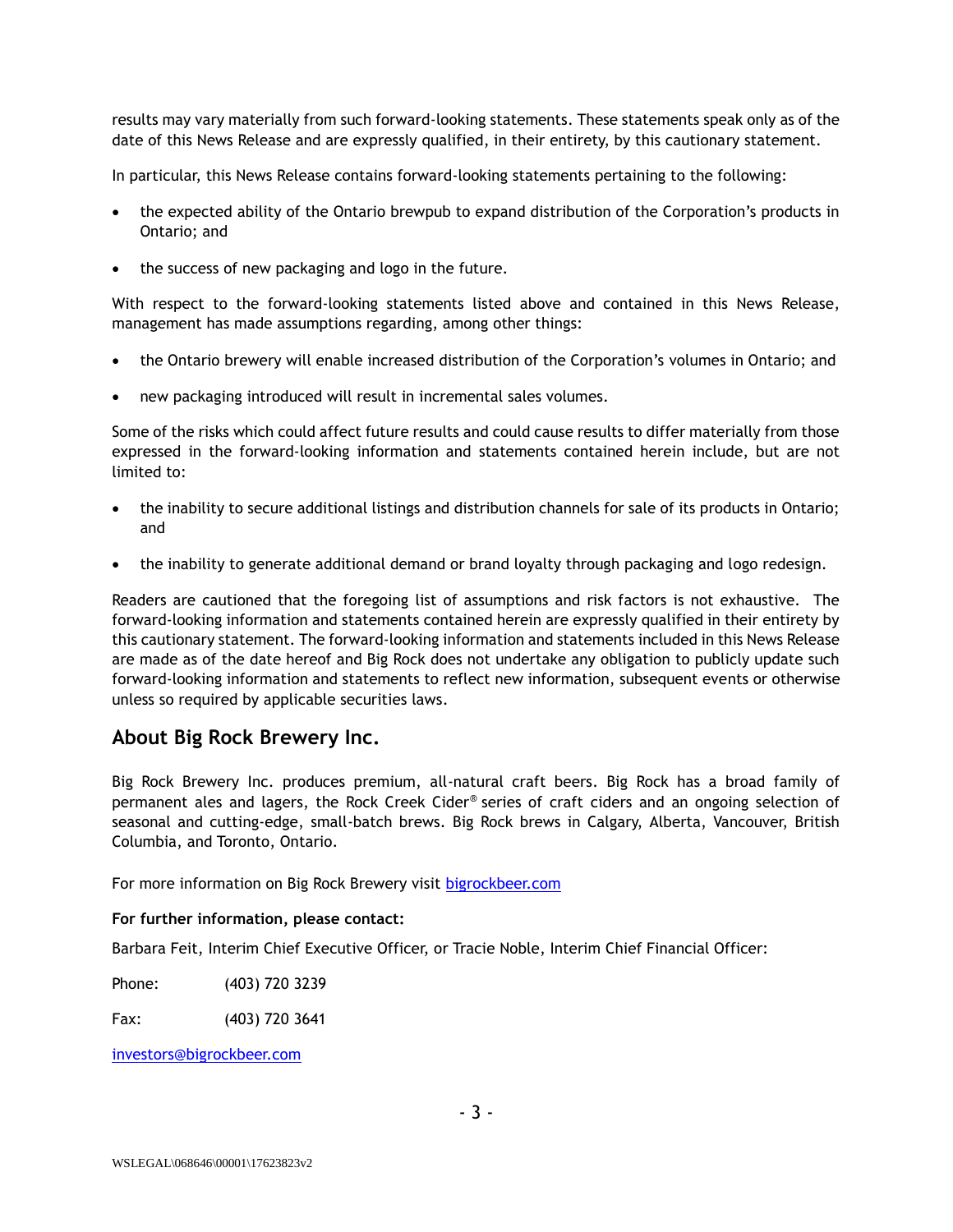results may vary materially from such forward-looking statements. These statements speak only as of the date of this News Release and are expressly qualified, in their entirety, by this cautionary statement.

In particular, this News Release contains forward-looking statements pertaining to the following:

- the expected ability of the Ontario brewpub to expand distribution of the Corporation's products in Ontario; and
- the success of new packaging and logo in the future.

With respect to the forward-looking statements listed above and contained in this News Release, management has made assumptions regarding, among other things:

- the Ontario brewery will enable increased distribution of the Corporation's volumes in Ontario; and
- new packaging introduced will result in incremental sales volumes.

Some of the risks which could affect future results and could cause results to differ materially from those expressed in the forward-looking information and statements contained herein include, but are not limited to:

- the inability to secure additional listings and distribution channels for sale of its products in Ontario; and
- the inability to generate additional demand or brand loyalty through packaging and logo redesign.

Readers are cautioned that the foregoing list of assumptions and risk factors is not exhaustive. The forward-looking information and statements contained herein are expressly qualified in their entirety by this cautionary statement. The forward-looking information and statements included in this News Release are made as of the date hereof and Big Rock does not undertake any obligation to publicly update such forward-looking information and statements to reflect new information, subsequent events or otherwise unless so required by applicable securities laws.

## About Big Rock Brewery Inc.

Big Rock Brewery Inc. produces premium, all-natural craft beers. Big Rock has a broad family of permanent ales and lagers, the Rock Creek Cider® series of craft ciders and an ongoing selection of seasonal and cutting-edge, small-batch brews. Big Rock brews in Calgary, Alberta, Vancouver, British Columbia, and Toronto, Ontario.

For more information on Big Rock Brewery visit bigrockbeer.com

**For further information, please contact:**

Barbara Feit, Interim Chief Executive Officer, or Tracie Noble, Interim Chief Financial Officer:

Phone: (403) 720 3239

Fax: (403) 720 3641

investors@bigrockbeer.com

WSLEGAL\068646\00001\17623823v2